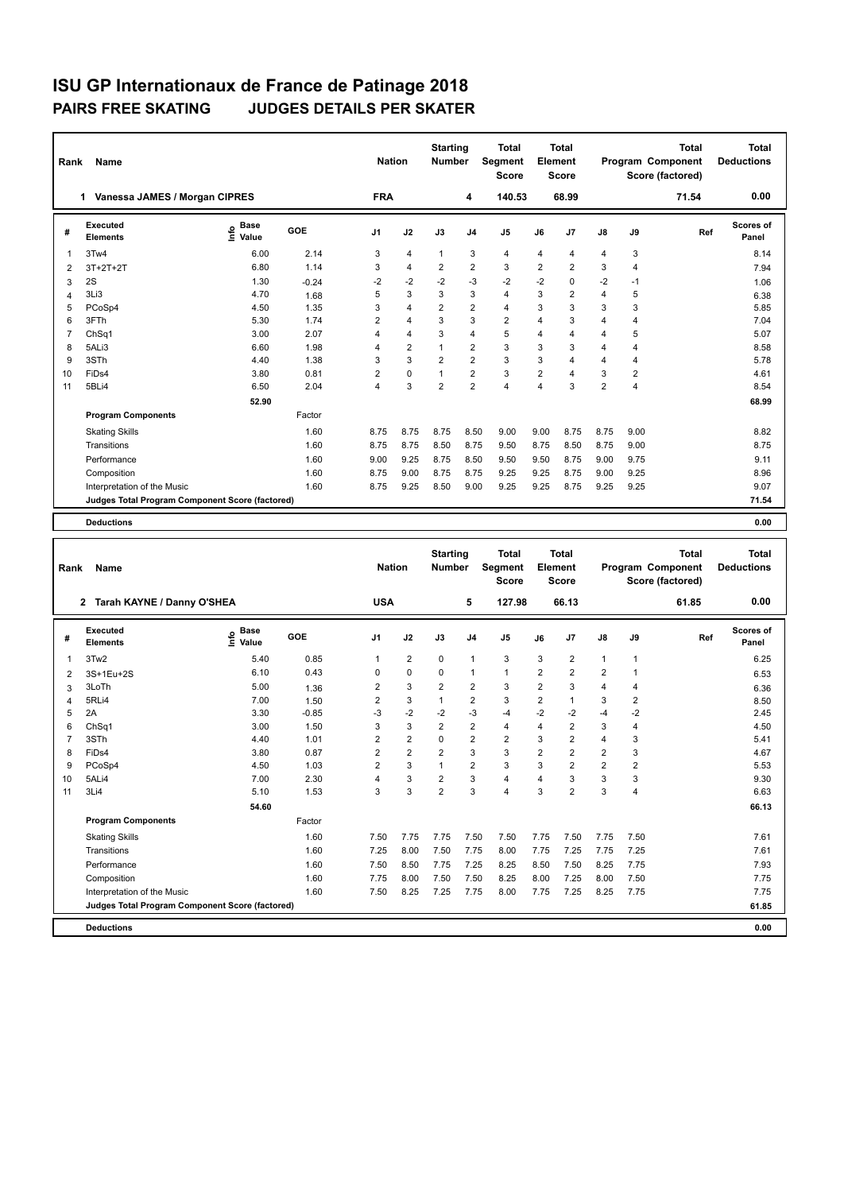# ISU GP Internationaux de France de Patinage 2018

## PAIRS FREE SKATING JUDGES DETAILS PER SKATER

| Rank | Name | Nation | Starting Number | Total Segment Score | Total Element Score | Total Program Component Score (factored) | Total Deductions |
|---|---|---|---|---|---|---|---|
| 1 | Vanessa JAMES / Morgan CIPRES | FRA | 4 | 140.53 | 68.99 | 71.54 | 0.00 |

| # | Executed Elements | Info | Base Value | GOE | J1 | J2 | J3 | J4 | J5 | J6 | J7 | J8 | J9 | Ref | Scores of Panel |
|---|---|---|---|---|---|---|---|---|---|---|---|---|---|---|---|
| 1 | 3Tw4 | | 6.00 | 2.14 | 3 | 4 | 1 | 3 | 4 | 4 | 4 | 4 | 3 | | 8.14 |
| 2 | 3T+2T+2T | | 6.80 | 1.14 | 3 | 4 | 2 | 2 | 3 | 2 | 2 | 3 | 4 | | 7.94 |
| 3 | 2S | | 1.30 | -0.24 | -2 | -2 | -2 | -3 | -2 | -2 | 0 | -2 | -1 | | 1.06 |
| 4 | 3Li3 | | 4.70 | 1.68 | 5 | 3 | 3 | 3 | 4 | 3 | 2 | 4 | 5 | | 6.38 |
| 5 | PCoSp4 | | 4.50 | 1.35 | 3 | 4 | 2 | 2 | 4 | 3 | 3 | 3 | 3 | | 5.85 |
| 6 | 3FTh | | 5.30 | 1.74 | 2 | 4 | 3 | 3 | 2 | 4 | 3 | 4 | 4 | | 7.04 |
| 7 | ChSq1 | | 3.00 | 2.07 | 4 | 4 | 3 | 4 | 5 | 4 | 4 | 4 | 5 | | 5.07 |
| 8 | 5ALi3 | | 6.60 | 1.98 | 4 | 2 | 1 | 2 | 3 | 3 | 3 | 4 | 4 | | 8.58 |
| 9 | 3STh | | 4.40 | 1.38 | 3 | 3 | 2 | 2 | 3 | 3 | 4 | 4 | 4 | | 5.78 |
| 10 | FiDs4 | | 3.80 | 0.81 | 2 | 0 | 1 | 2 | 3 | 2 | 4 | 3 | 2 | | 4.61 |
| 11 | 5BLi4 | | 6.50 | 2.04 | 4 | 3 | 2 | 2 | 4 | 4 | 3 | 2 | 4 | | 8.54 |
| | | | 52.90 | | | | | | | | | | | | 68.99 |
| | **Program Components** | | | Factor | | | | | | | | | | | |
| | Skating Skills | | | 1.60 | 8.75 | 8.75 | 8.75 | 8.50 | 9.00 | 9.00 | 8.75 | 8.75 | 9.00 | | 8.82 |
| | Transitions | | | 1.60 | 8.75 | 8.75 | 8.50 | 8.75 | 9.50 | 8.75 | 8.50 | 8.75 | 9.00 | | 8.75 |
| | Performance | | | 1.60 | 9.00 | 9.25 | 8.75 | 8.50 | 9.50 | 9.50 | 8.75 | 9.00 | 9.75 | | 9.11 |
| | Composition | | | 1.60 | 8.75 | 9.00 | 8.75 | 8.75 | 9.25 | 9.25 | 8.75 | 9.00 | 9.25 | | 8.96 |
| | Interpretation of the Music | | | 1.60 | 8.75 | 9.25 | 8.50 | 9.00 | 9.25 | 9.25 | 8.75 | 9.25 | 9.25 | | 9.07 |
| | **Judges Total Program Component Score (factored)** | | | | | | | | | | | | | | 71.54 |
| | **Deductions** | | | | | | | | | | | | | | 0.00 |

| Rank | Name | Nation | Starting Number | Total Segment Score | Total Element Score | Total Program Component Score (factored) | Total Deductions |
|---|---|---|---|---|---|---|---|
| 2 | Tarah KAYNE / Danny O'SHEA | USA | 5 | 127.98 | 66.13 | 61.85 | 0.00 |

| # | Executed Elements | Info | Base Value | GOE | J1 | J2 | J3 | J4 | J5 | J6 | J7 | J8 | J9 | Ref | Scores of Panel |
|---|---|---|---|---|---|---|---|---|---|---|---|---|---|---|---|
| 1 | 3Tw2 | | 5.40 | 0.85 | 1 | 2 | 0 | 1 | 3 | 3 | 2 | 1 | 1 | | 6.25 |
| 2 | 3S+1Eu+2S | | 6.10 | 0.43 | 0 | 0 | 0 | 1 | 1 | 2 | 2 | 2 | 1 | | 6.53 |
| 3 | 3LoTh | | 5.00 | 1.36 | 2 | 3 | 2 | 2 | 3 | 2 | 3 | 4 | 4 | | 6.36 |
| 4 | 5RLi4 | | 7.00 | 1.50 | 2 | 3 | 1 | 2 | 3 | 2 | 1 | 3 | 2 | | 8.50 |
| 5 | 2A | | 3.30 | -0.85 | -3 | -2 | -2 | -3 | -4 | -2 | -2 | -4 | -2 | | 2.45 |
| 6 | ChSq1 | | 3.00 | 1.50 | 3 | 3 | 2 | 2 | 4 | 4 | 2 | 3 | 4 | | 4.50 |
| 7 | 3STh | | 4.40 | 1.01 | 2 | 2 | 0 | 2 | 2 | 3 | 2 | 4 | 3 | | 5.41 |
| 8 | FiDs4 | | 3.80 | 0.87 | 2 | 2 | 2 | 3 | 3 | 2 | 2 | 2 | 3 | | 4.67 |
| 9 | PCoSp4 | | 4.50 | 1.03 | 2 | 3 | 1 | 2 | 3 | 3 | 2 | 2 | 2 | | 5.53 |
| 10 | 5ALi4 | | 7.00 | 2.30 | 4 | 3 | 2 | 3 | 4 | 4 | 3 | 3 | 3 | | 9.30 |
| 11 | 3Li4 | | 5.10 | 1.53 | 3 | 3 | 2 | 3 | 4 | 3 | 2 | 3 | 4 | | 6.63 |
| | | | 54.60 | | | | | | | | | | | | 66.13 |
| | **Program Components** | | | Factor | | | | | | | | | | | |
| | Skating Skills | | | 1.60 | 7.50 | 7.75 | 7.75 | 7.50 | 7.50 | 7.75 | 7.50 | 7.75 | 7.50 | | 7.61 |
| | Transitions | | | 1.60 | 7.25 | 8.00 | 7.50 | 7.75 | 8.00 | 7.75 | 7.25 | 7.75 | 7.25 | | 7.61 |
| | Performance | | | 1.60 | 7.50 | 8.50 | 7.75 | 7.25 | 8.25 | 8.50 | 7.50 | 8.25 | 7.75 | | 7.93 |
| | Composition | | | 1.60 | 7.75 | 8.00 | 7.50 | 7.50 | 8.25 | 8.00 | 7.25 | 8.00 | 7.50 | | 7.75 |
| | Interpretation of the Music | | | 1.60 | 7.50 | 8.25 | 7.25 | 7.75 | 8.00 | 7.75 | 7.25 | 8.25 | 7.75 | | 7.75 |
| | **Judges Total Program Component Score (factored)** | | | | | | | | | | | | | | 61.85 |
| | **Deductions** | | | | | | | | | | | | | | 0.00 |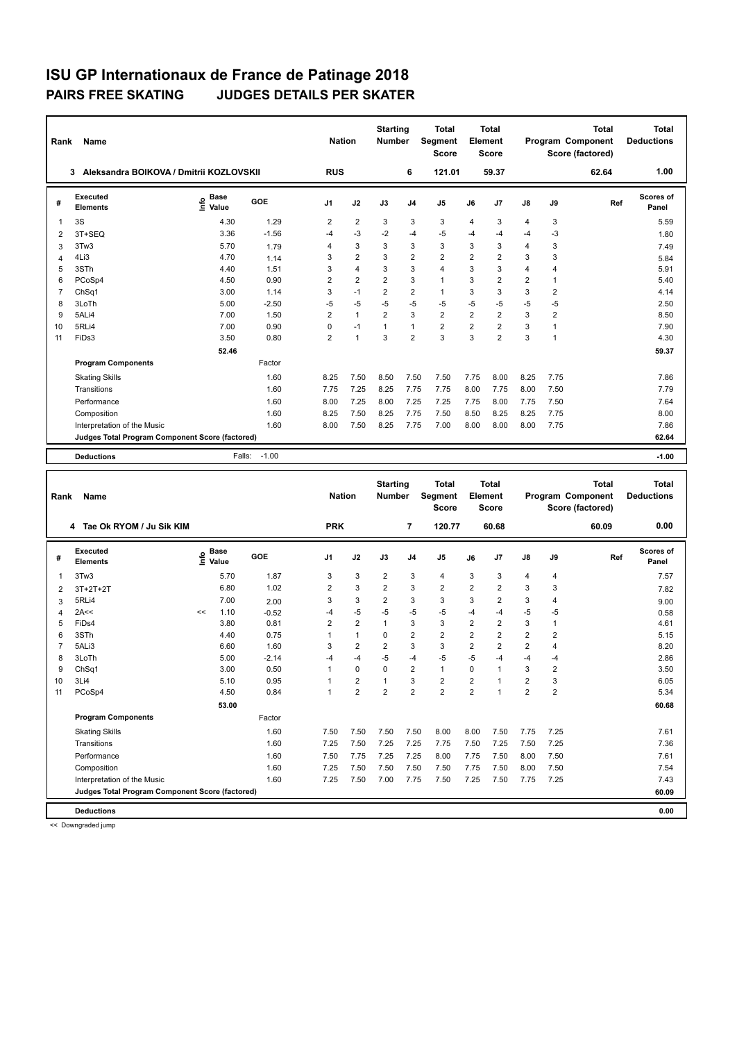# ISU GP Internationaux de France de Patinage 2018

## PAIRS FREE SKATING JUDGES DETAILS PER SKATER

| Rank | Name | Nation | Starting Number | Total Segment Score | Total Element Score | Total Program Component Score (factored) | Total Deductions |
|---|---|---|---|---|---|---|---|
| 3 | Aleksandra BOIKOVA / Dmitrii KOZLOVSKII | RUS | 6 | 121.01 | 59.37 | 62.64 | 1.00 |

| # | Executed Elements | Info | Base Value | GOE | J1 | J2 | J3 | J4 | J5 | J6 | J7 | J8 | J9 | Ref | Scores of Panel |
|---|---|---|---|---|---|---|---|---|---|---|---|---|---|---|---|
| 1 | 3S | | 4.30 | 1.29 | 2 | 2 | 3 | 3 | 3 | 4 | 3 | 4 | 3 | | 5.59 |
| 2 | 3T+SEQ | | 3.36 | -1.56 | -4 | -3 | -2 | -4 | -5 | -4 | -4 | -4 | -3 | | 1.80 |
| 3 | 3Tw3 | | 5.70 | 1.79 | 4 | 3 | 3 | 3 | 3 | 3 | 3 | 4 | 3 | | 7.49 |
| 4 | 4Li3 | | 4.70 | 1.14 | 3 | 2 | 3 | 2 | 2 | 2 | 2 | 3 | 3 | | 5.84 |
| 5 | 3STh | | 4.40 | 1.51 | 3 | 4 | 3 | 3 | 4 | 3 | 3 | 4 | 4 | | 5.91 |
| 6 | PCoSp4 | | 4.50 | 0.90 | 2 | 2 | 2 | 3 | 1 | 3 | 2 | 2 | 1 | | 5.40 |
| 7 | ChSq1 | | 3.00 | 1.14 | 3 | -1 | 2 | 2 | 1 | 3 | 3 | 3 | 2 | | 4.14 |
| 8 | 3LoTh | | 5.00 | -2.50 | -5 | -5 | -5 | -5 | -5 | -5 | -5 | -5 | -5 | | 2.50 |
| 9 | 5ALi4 | | 7.00 | 1.50 | 2 | 1 | 2 | 3 | 2 | 2 | 2 | 3 | 2 | | 8.50 |
| 10 | 5RLi4 | | 7.00 | 0.90 | 0 | -1 | 1 | 1 | 2 | 2 | 2 | 3 | 1 | | 7.90 |
| 11 | FiDs3 | | 3.50 | 0.80 | 2 | 1 | 3 | 2 | 3 | 3 | 2 | 3 | 1 | | 4.30 |
| | | | 52.46 | | | | | | | | | | | | 59.37 |
| | **Program Components** | | | Factor | | | | | | | | | | | |
| | Skating Skills | | | 1.60 | 8.25 | 7.50 | 8.50 | 7.50 | 7.50 | 7.75 | 8.00 | 8.25 | 7.75 | | 7.86 |
| | Transitions | | | 1.60 | 7.75 | 7.25 | 8.25 | 7.75 | 7.75 | 8.00 | 7.75 | 8.00 | 7.50 | | 7.79 |
| | Performance | | | 1.60 | 8.00 | 7.25 | 8.00 | 7.25 | 7.25 | 7.75 | 8.00 | 7.75 | 7.50 | | 7.64 |
| | Composition | | | 1.60 | 8.25 | 7.50 | 8.25 | 7.75 | 7.50 | 8.50 | 8.25 | 8.25 | 7.75 | | 8.00 |
| | Interpretation of the Music | | | 1.60 | 8.00 | 7.50 | 8.25 | 7.75 | 7.00 | 8.00 | 8.00 | 8.00 | 7.75 | | 7.86 |
| | Judges Total Program Component Score (factored) | | | | | | | | | | | | | | 62.64 |
| | **Deductions** | | Falls: | -1.00 | | | | | | | | | | | -1.00 |

| Rank | Name | Nation | Starting Number | Total Segment Score | Total Element Score | Total Program Component Score (factored) | Total Deductions |
|---|---|---|---|---|---|---|---|
| 4 | Tae Ok RYOM / Ju Sik KIM | PRK | 7 | 120.77 | 60.68 | 60.09 | 0.00 |

| # | Executed Elements | Info | Base Value | GOE | J1 | J2 | J3 | J4 | J5 | J6 | J7 | J8 | J9 | Ref | Scores of Panel |
|---|---|---|---|---|---|---|---|---|---|---|---|---|---|---|---|
| 1 | 3Tw3 | | 5.70 | 1.87 | 3 | 3 | 2 | 3 | 4 | 3 | 3 | 4 | 4 | | 7.57 |
| 2 | 3T+2T+2T | | 6.80 | 1.02 | 2 | 3 | 2 | 3 | 2 | 2 | 2 | 3 | 3 | | 7.82 |
| 3 | 5RLi4 | | 7.00 | 2.00 | 3 | 3 | 2 | 3 | 3 | 3 | 2 | 3 | 4 | | 9.00 |
| 4 | 2A<< | << | 1.10 | -0.52 | -4 | -5 | -5 | -5 | -5 | -4 | -4 | -5 | -5 | | 0.58 |
| 5 | FiDs4 | | 3.80 | 0.81 | 2 | 2 | 1 | 3 | 3 | 2 | 2 | 3 | 1 | | 4.61 |
| 6 | 3STh | | 4.40 | 0.75 | 1 | 1 | 0 | 2 | 2 | 2 | 2 | 2 | 2 | | 5.15 |
| 7 | 5ALi3 | | 6.60 | 1.60 | 3 | 2 | 2 | 3 | 3 | 2 | 2 | 2 | 4 | | 8.20 |
| 8 | 3LoTh | | 5.00 | -2.14 | -4 | -4 | -5 | -4 | -5 | -5 | -4 | -4 | -4 | | 2.86 |
| 9 | ChSq1 | | 3.00 | 0.50 | 1 | 0 | 0 | 2 | 1 | 0 | 1 | 3 | 2 | | 3.50 |
| 10 | 3Li4 | | 5.10 | 0.95 | 1 | 2 | 1 | 3 | 2 | 2 | 1 | 2 | 3 | | 6.05 |
| 11 | PCoSp4 | | 4.50 | 0.84 | 1 | 2 | 2 | 2 | 2 | 2 | 1 | 2 | 2 | | 5.34 |
| | | | 53.00 | | | | | | | | | | | | 60.68 |
| | **Program Components** | | | Factor | | | | | | | | | | | |
| | Skating Skills | | | 1.60 | 7.50 | 7.50 | 7.50 | 7.50 | 8.00 | 8.00 | 7.50 | 7.75 | 7.25 | | 7.61 |
| | Transitions | | | 1.60 | 7.25 | 7.50 | 7.25 | 7.25 | 7.75 | 7.50 | 7.25 | 7.50 | 7.25 | | 7.36 |
| | Performance | | | 1.60 | 7.50 | 7.75 | 7.25 | 7.25 | 8.00 | 7.75 | 7.50 | 8.00 | 7.50 | | 7.61 |
| | Composition | | | 1.60 | 7.25 | 7.50 | 7.50 | 7.50 | 7.50 | 7.75 | 7.50 | 8.00 | 7.50 | | 7.54 |
| | Interpretation of the Music | | | 1.60 | 7.25 | 7.50 | 7.00 | 7.75 | 7.50 | 7.25 | 7.50 | 7.75 | 7.25 | | 7.43 |
| | Judges Total Program Component Score (factored) | | | | | | | | | | | | | | 60.09 |
| | **Deductions** | | | | | | | | | | | | | | 0.00 |

<< Downgraded jump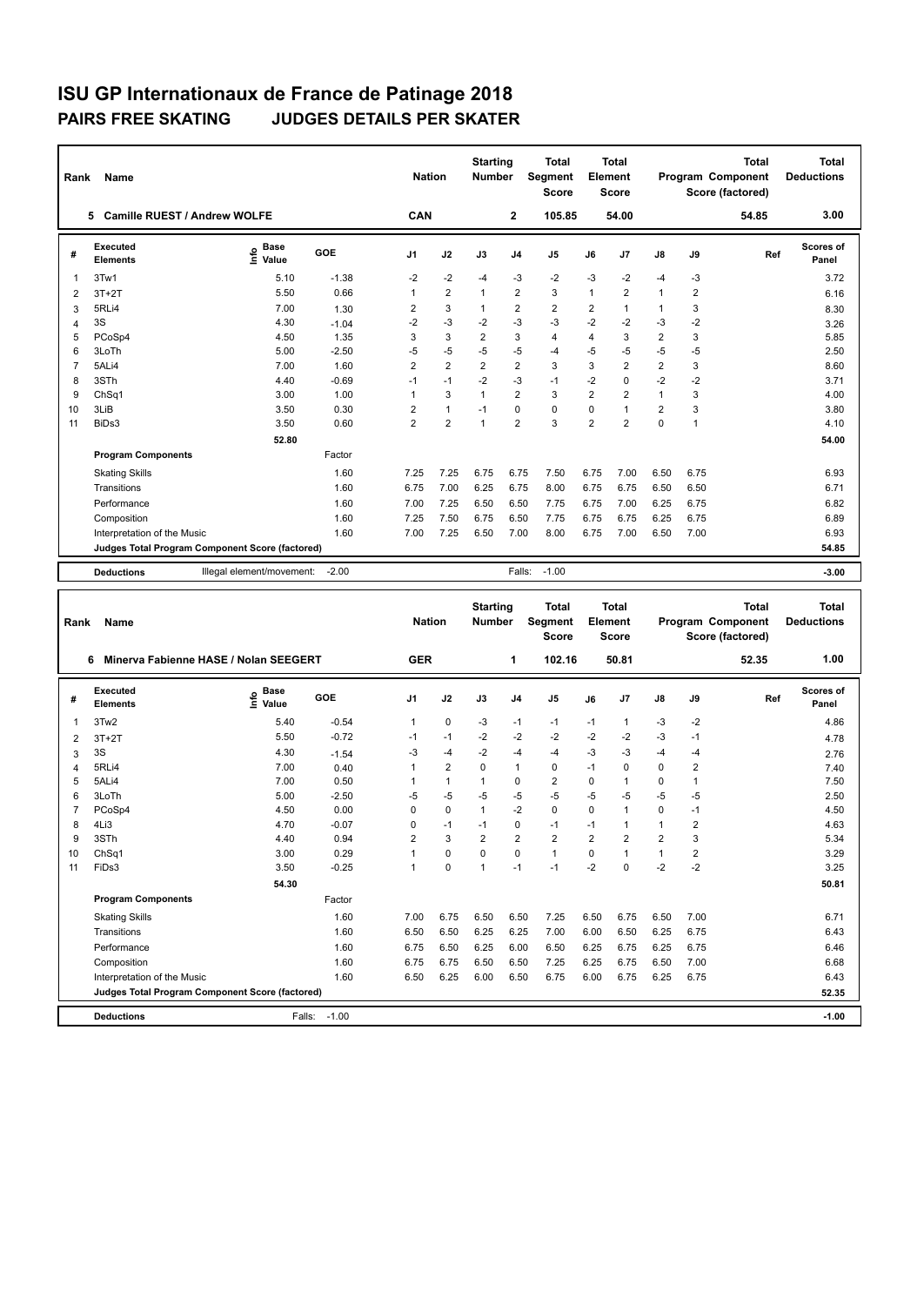# ISU GP Internationaux de France de Patinage 2018

## PAIRS FREE SKATING JUDGES DETAILS PER SKATER

| Rank | Name | Nation | Starting Number | Total Segment Score | Total Element Score | Total Program Component Score (factored) | Total Deductions |
|---|---|---|---|---|---|---|---|
| 5 | Camille RUEST / Andrew WOLFE | CAN | 2 | 105.85 | 54.00 | 54.85 | 3.00 |

| # | Executed Elements | Info | Base Value | GOE | J1 | J2 | J3 | J4 | J5 | J6 | J7 | J8 | J9 | Ref | Scores of Panel |
|---|---|---|---|---|---|---|---|---|---|---|---|---|---|---|---|
| 1 | 3Tw1 | | 5.10 | -1.38 | -2 | -2 | -4 | -3 | -2 | -3 | -2 | -4 | -3 | | 3.72 |
| 2 | 3T+2T | | 5.50 | 0.66 | 1 | 2 | 1 | 2 | 3 | 1 | 2 | 1 | 2 | | 6.16 |
| 3 | 5RLi4 | | 7.00 | 1.30 | 2 | 3 | 1 | 2 | 2 | 2 | 1 | 1 | 3 | | 8.30 |
| 4 | 3S | | 4.30 | -1.04 | -2 | -3 | -2 | -3 | -3 | -2 | -2 | -3 | -2 | | 3.26 |
| 5 | PCoSp4 | | 4.50 | 1.35 | 3 | 3 | 2 | 3 | 4 | 4 | 3 | 2 | 3 | | 5.85 |
| 6 | 3LoTh | | 5.00 | -2.50 | -5 | -5 | -5 | -5 | -4 | -5 | -5 | -5 | -5 | | 2.50 |
| 7 | 5ALi4 | | 7.00 | 1.60 | 2 | 2 | 2 | 2 | 3 | 3 | 2 | 2 | 3 | | 8.60 |
| 8 | 3STh | | 4.40 | -0.69 | -1 | -1 | -2 | -3 | -1 | -2 | 0 | -2 | -2 | | 3.71 |
| 9 | ChSq1 | | 3.00 | 1.00 | 1 | 3 | 1 | 2 | 3 | 2 | 2 | 1 | 3 | | 4.00 |
| 10 | 3LiB | | 3.50 | 0.30 | 2 | 1 | -1 | 0 | 0 | 0 | 1 | 2 | 3 | | 3.80 |
| 11 | BiDs3 | | 3.50 | 0.60 | 2 | 2 | 1 | 2 | 3 | 2 | 2 | 0 | 1 | | 4.10 |
| | | | 52.80 | | | | | | | | | | | | 54.00 |
| | **Program Components** | | | Factor | | | | | | | | | | | |
| | Skating Skills | | | 1.60 | 7.25 | 7.25 | 6.75 | 6.75 | 7.50 | 6.75 | 7.00 | 6.50 | 6.75 | | 6.93 |
| | Transitions | | | 1.60 | 6.75 | 7.00 | 6.25 | 6.75 | 8.00 | 6.75 | 6.75 | 6.50 | 6.50 | | 6.71 |
| | Performance | | | 1.60 | 7.00 | 7.25 | 6.50 | 6.50 | 7.75 | 6.75 | 7.00 | 6.25 | 6.75 | | 6.82 |
| | Composition | | | 1.60 | 7.25 | 7.50 | 6.75 | 6.50 | 7.75 | 6.75 | 6.75 | 6.25 | 6.75 | | 6.89 |
| | Interpretation of the Music | | | 1.60 | 7.00 | 7.25 | 6.50 | 7.00 | 8.00 | 6.75 | 7.00 | 6.50 | 7.00 | | 6.93 |
| | **Judges Total Program Component Score (factored)** | | | | | | | | | | | | | | 54.85 |
| | **Deductions** | Illegal element/movement: -2.00 | | | | | | Falls: -1.00 | | | | | | | -3.00 |

| Rank | Name | Nation | Starting Number | Total Segment Score | Total Element Score | Total Program Component Score (factored) | Total Deductions |
|---|---|---|---|---|---|---|---|
| 6 | Minerva Fabienne HASE / Nolan SEEGERT | GER | 1 | 102.16 | 50.81 | 52.35 | 1.00 |

| # | Executed Elements | Info | Base Value | GOE | J1 | J2 | J3 | J4 | J5 | J6 | J7 | J8 | J9 | Ref | Scores of Panel |
|---|---|---|---|---|---|---|---|---|---|---|---|---|---|---|---|
| 1 | 3Tw2 | | 5.40 | -0.54 | 1 | 0 | -3 | -1 | -1 | -1 | 1 | -3 | -2 | | 4.86 |
| 2 | 3T+2T | | 5.50 | -0.72 | -1 | -1 | -2 | -2 | -2 | -2 | -2 | -3 | -1 | | 4.78 |
| 3 | 3S | | 4.30 | -1.54 | -3 | -4 | -2 | -4 | -4 | -3 | -3 | -4 | -4 | | 2.76 |
| 4 | 5RLi4 | | 7.00 | 0.40 | 1 | 2 | 0 | 1 | 0 | -1 | 0 | 0 | 2 | | 7.40 |
| 5 | 5ALi4 | | 7.00 | 0.50 | 1 | 1 | 1 | 0 | 2 | 0 | 1 | 0 | 1 | | 7.50 |
| 6 | 3LoTh | | 5.00 | -2.50 | -5 | -5 | -5 | -5 | -5 | -5 | -5 | -5 | -5 | | 2.50 |
| 7 | PCoSp4 | | 4.50 | 0.00 | 0 | 0 | 1 | -2 | 0 | 0 | 1 | 0 | -1 | | 4.50 |
| 8 | 4Li3 | | 4.70 | -0.07 | 0 | -1 | -1 | 0 | -1 | -1 | 1 | 1 | 2 | | 4.63 |
| 9 | 3STh | | 4.40 | 0.94 | 2 | 3 | 2 | 2 | 2 | 2 | 2 | 2 | 3 | | 5.34 |
| 10 | ChSq1 | | 3.00 | 0.29 | 1 | 0 | 0 | 0 | 1 | 0 | 1 | 1 | 2 | | 3.29 |
| 11 | FiDs3 | | 3.50 | -0.25 | 1 | 0 | 1 | -1 | -1 | -2 | 0 | -2 | -2 | | 3.25 |
| | | | 54.30 | | | | | | | | | | | | 50.81 |
| | **Program Components** | | | Factor | | | | | | | | | | | |
| | Skating Skills | | | 1.60 | 7.00 | 6.75 | 6.50 | 6.50 | 7.25 | 6.50 | 6.75 | 6.50 | 7.00 | | 6.71 |
| | Transitions | | | 1.60 | 6.50 | 6.50 | 6.25 | 6.25 | 7.00 | 6.00 | 6.50 | 6.25 | 6.75 | | 6.43 |
| | Performance | | | 1.60 | 6.75 | 6.50 | 6.25 | 6.00 | 6.50 | 6.25 | 6.75 | 6.25 | 6.75 | | 6.46 |
| | Composition | | | 1.60 | 6.75 | 6.75 | 6.50 | 6.50 | 7.25 | 6.25 | 6.75 | 6.50 | 7.00 | | 6.68 |
| | Interpretation of the Music | | | 1.60 | 6.50 | 6.25 | 6.00 | 6.50 | 6.75 | 6.00 | 6.75 | 6.25 | 6.75 | | 6.43 |
| | **Judges Total Program Component Score (factored)** | | | | | | | | | | | | | | 52.35 |
| | **Deductions** | Falls: -1.00 | | | | | | | | | | | | | -1.00 |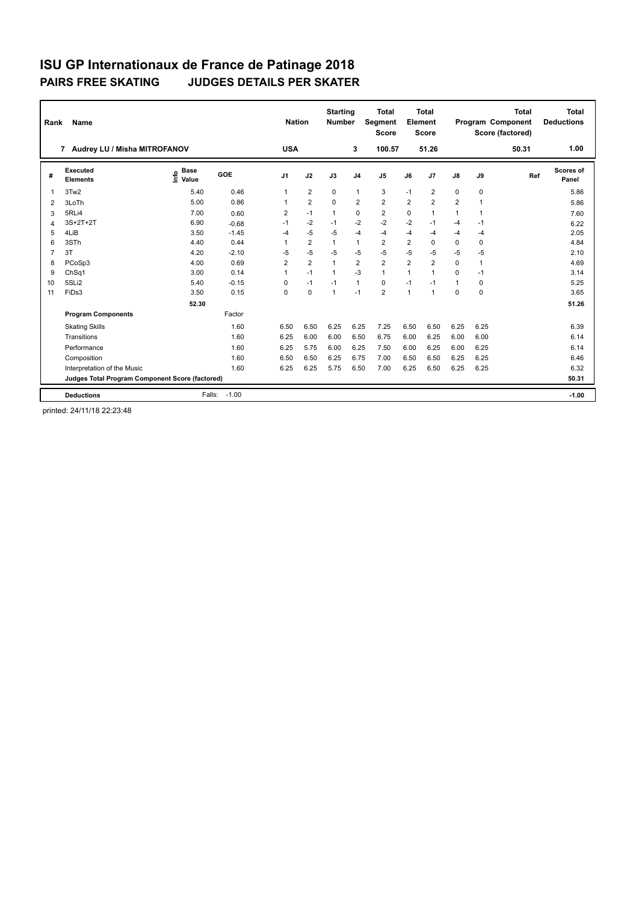# ISU GP Internationaux de France de Patinage 2018

## PAIRS FREE SKATING JUDGES DETAILS PER SKATER

| Rank | Name | Nation | Starting Number | Total Segment Score | Total Element Score | Total Program Component Score (factored) | Total Deductions |
|---|---|---|---|---|---|---|---|
| 7 | Audrey LU / Misha MITROFANOV | USA | 3 | 100.57 | 51.26 | 50.31 | 1.00 |

| # | Executed Elements | Info | Base Value | GOE | J1 | J2 | J3 | J4 | J5 | J6 | J7 | J8 | J9 | Ref | Scores of Panel |
|---|---|---|---|---|---|---|---|---|---|---|---|---|---|---|---|
| 1 | 3Tw2 | | 5.40 | 0.46 | 1 | 2 | 0 | 1 | 3 | -1 | 2 | 0 | 0 | | 5.86 |
| 2 | 3LoTh | | 5.00 | 0.86 | 1 | 2 | 0 | 2 | 2 | 2 | 2 | 2 | 1 | | 5.86 |
| 3 | 5RLi4 | | 7.00 | 0.60 | 2 | -1 | 1 | 0 | 2 | 0 | 1 | 1 | 1 | | 7.60 |
| 4 | 3S+2T+2T | | 6.90 | -0.68 | -1 | -2 | -1 | -2 | -2 | -2 | -1 | -4 | -1 | | 6.22 |
| 5 | 4LiB | | 3.50 | -1.45 | -4 | -5 | -5 | -4 | -4 | -4 | -4 | -4 | -4 | | 2.05 |
| 6 | 3STh | | 4.40 | 0.44 | 1 | 2 | 1 | 1 | 2 | 2 | 0 | 0 | 0 | | 4.84 |
| 7 | 3T | | 4.20 | -2.10 | -5 | -5 | -5 | -5 | -5 | -5 | -5 | -5 | -5 | | 2.10 |
| 8 | PCoSp3 | | 4.00 | 0.69 | 2 | 2 | 1 | 2 | 2 | 2 | 2 | 0 | 1 | | 4.69 |
| 9 | ChSq1 | | 3.00 | 0.14 | 1 | -1 | 1 | -3 | 1 | 1 | 1 | 0 | -1 | | 3.14 |
| 10 | 5SLi2 | | 5.40 | -0.15 | 0 | -1 | -1 | 1 | 0 | -1 | -1 | 1 | 0 | | 5.25 |
| 11 | FiDs3 | | 3.50 | 0.15 | 0 | 0 | 1 | -1 | 2 | 1 | 1 | 0 | 0 | | 3.65 |
| | | | 52.30 | | | | | | | | | | | | 51.26 |
| | **Program Components** | | | Factor | | | | | | | | | | | |
| | Skating Skills | | | 1.60 | 6.50 | 6.50 | 6.25 | 6.25 | 7.25 | 6.50 | 6.50 | 6.25 | 6.25 | | 6.39 |
| | Transitions | | | 1.60 | 6.25 | 6.00 | 6.00 | 6.50 | 6.75 | 6.00 | 6.25 | 6.00 | 6.00 | | 6.14 |
| | Performance | | | 1.60 | 6.25 | 5.75 | 6.00 | 6.25 | 7.50 | 6.00 | 6.25 | 6.00 | 6.25 | | 6.14 |
| | Composition | | | 1.60 | 6.50 | 6.50 | 6.25 | 6.75 | 7.00 | 6.50 | 6.50 | 6.25 | 6.25 | | 6.46 |
| | Interpretation of the Music | | | 1.60 | 6.25 | 6.25 | 5.75 | 6.50 | 7.00 | 6.25 | 6.50 | 6.25 | 6.25 | | 6.32 |
| | **Judges Total Program Component Score (factored)** | | | | | | | | | | | | | | 50.31 |
| | **Deductions** | | Falls: | -1.00 | | | | | | | | | | | -1.00 |

printed: 24/11/18 22:23:48